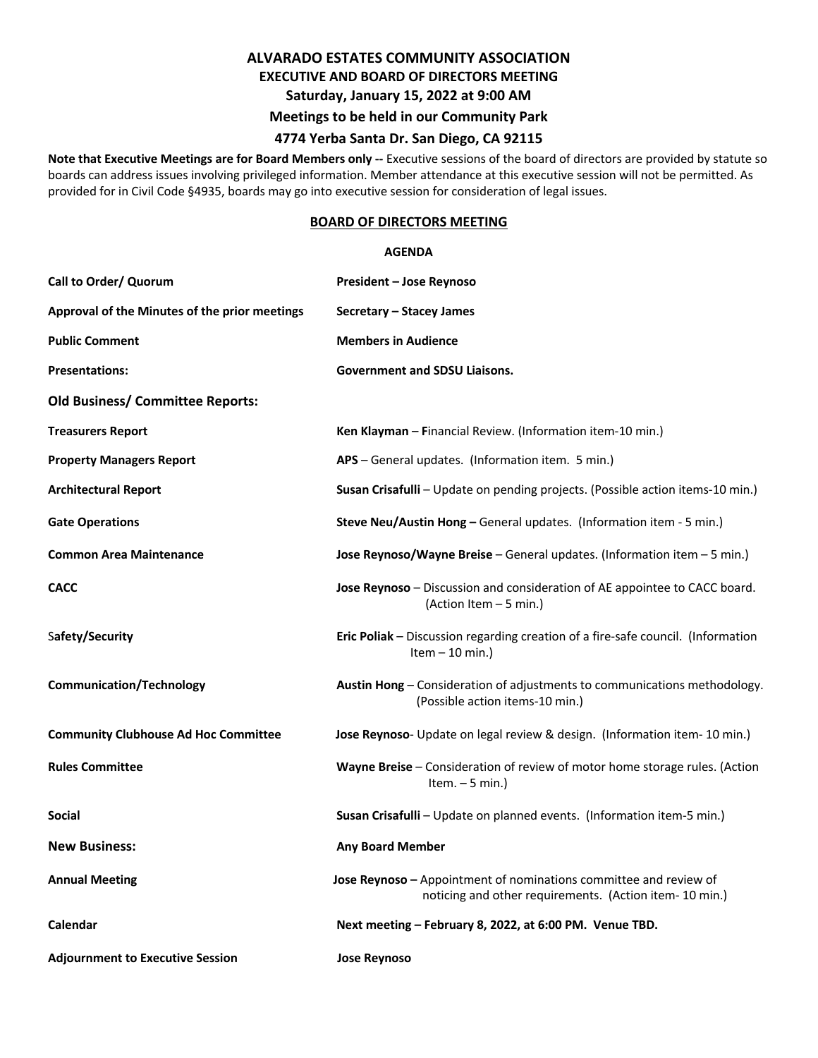# ALVARADO ESTATES COMMUNITY ASSOCIATION

## EXECUTIVE AND BOARD OF DIRECTORS MEETING

**Saturday, January 15, 2022 at 9:00 AM**

**Meetings to be held in our Community Park**

**4774 Yerba Santa Dr. San Diego, CA 92115**

**Note that Executive Meetings are for Board Members only --** Executive sessions of the board of directors are provided by statute so boards can address issues involving privileged information. Member attendance at this executive session will not be permitted. As provided for in Civil Code §4935, boards may go into executive session for consideration of legal issues.

## BOARD OF DIRECTORS MEETING

**AGENDA**

| | |
|---|---|
| **Call to Order/ Quorum** | **President – Jose Reynoso** |
| **Approval of the Minutes of the prior meetings** | **Secretary – Stacey James** |
| **Public Comment** | **Members in Audience** |
| **Presentations:** | **Government and SDSU Liaisons.** |
| **Old Business/ Committee Reports:** | |
| **Treasurers Report** | **Ken Klayman** – **F**inancial Review. (Information item-10 min.) |
| **Property Managers Report** | **APS** – General updates. (Information item. 5 min.) |
| **Architectural Report** | **Susan Crisafulli** – Update on pending projects. (Possible action items-10 min.) |
| **Gate Operations** | **Steve Neu/Austin Hong –** General updates. (Information item - 5 min.) |
| **Common Area Maintenance** | **Jose Reynoso/Wayne Breise** – General updates. (Information item – 5 min.) |
| **CACC** | **Jose Reynoso** – Discussion and consideration of AE appointee to CACC board. (Action Item – 5 min.) |
| S**afety/Security** | **Eric Poliak** – Discussion regarding creation of a fire-safe council. (Information Item – 10 min.) |
| **Communication/Technology** | **Austin Hong** – Consideration of adjustments to communications methodology. (Possible action items-10 min.) |
| **Community Clubhouse Ad Hoc Committee** | **Jose Reynoso**- Update on legal review & design. (Information item- 10 min.) |
| **Rules Committee** | **Wayne Breise** – Consideration of review of motor home storage rules. (Action Item. – 5 min.) |
| **Social** | **Susan Crisafulli** – Update on planned events. (Information item-5 min.) |
| **New Business:** | **Any Board Member** |
| **Annual Meeting** | **Jose Reynoso –** Appointment of nominations committee and review of noticing and other requirements. (Action item- 10 min.) |
| **Calendar** | **Next meeting – February 8, 2022, at 6:00 PM. Venue TBD.** |
| **Adjournment to Executive Session** | **Jose Reynoso** |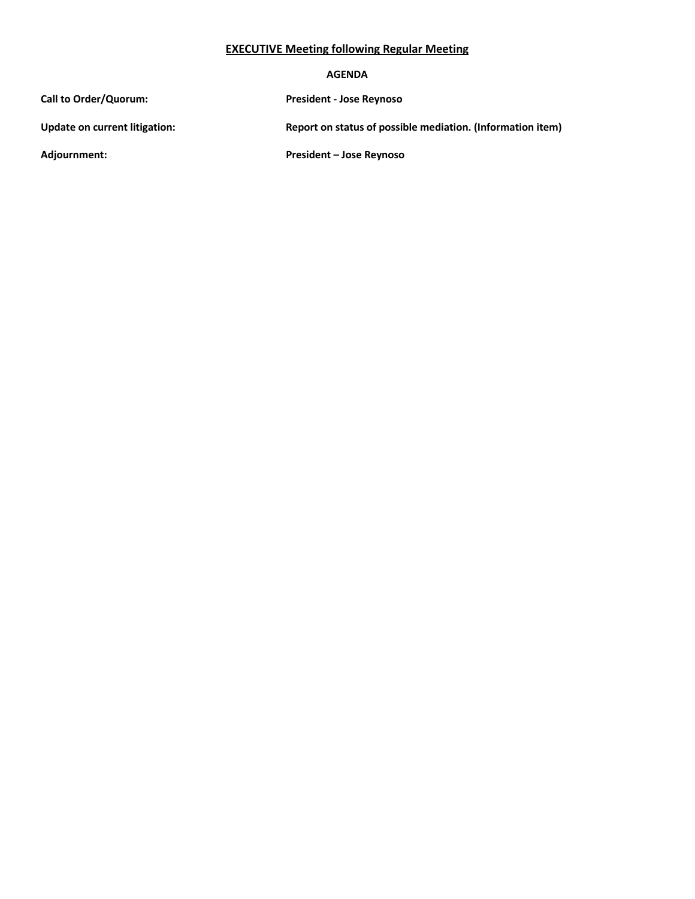## <u>EXECUTIVE Meeting following Regular Meeting</u>

### AGENDA

| | |
|---|---|
| **Call to Order/Quorum:** | **President - Jose Reynoso** |
| **Update on current litigation:** | **Report on status of possible mediation. (Information item)** |
| **Adjournment:** | **President – Jose Reynoso** |